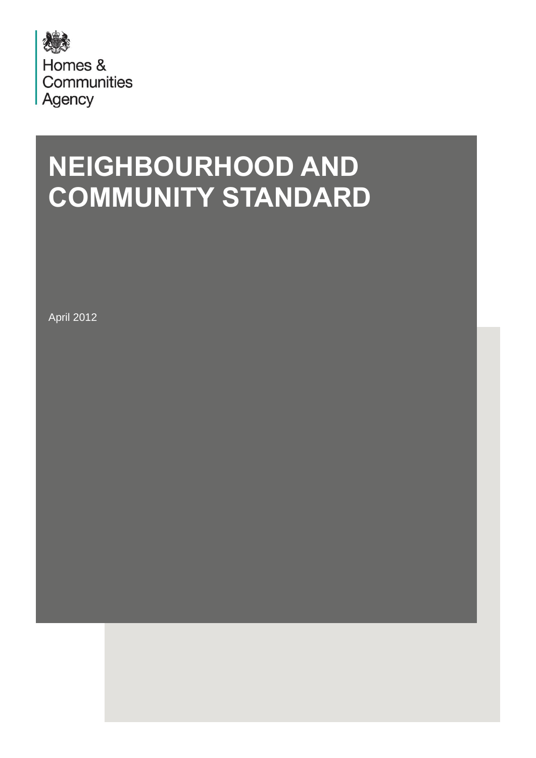Homes &
Communities
Agency

# NEIGHBOURHOOD AND COMMUNITY STANDARD

April 2012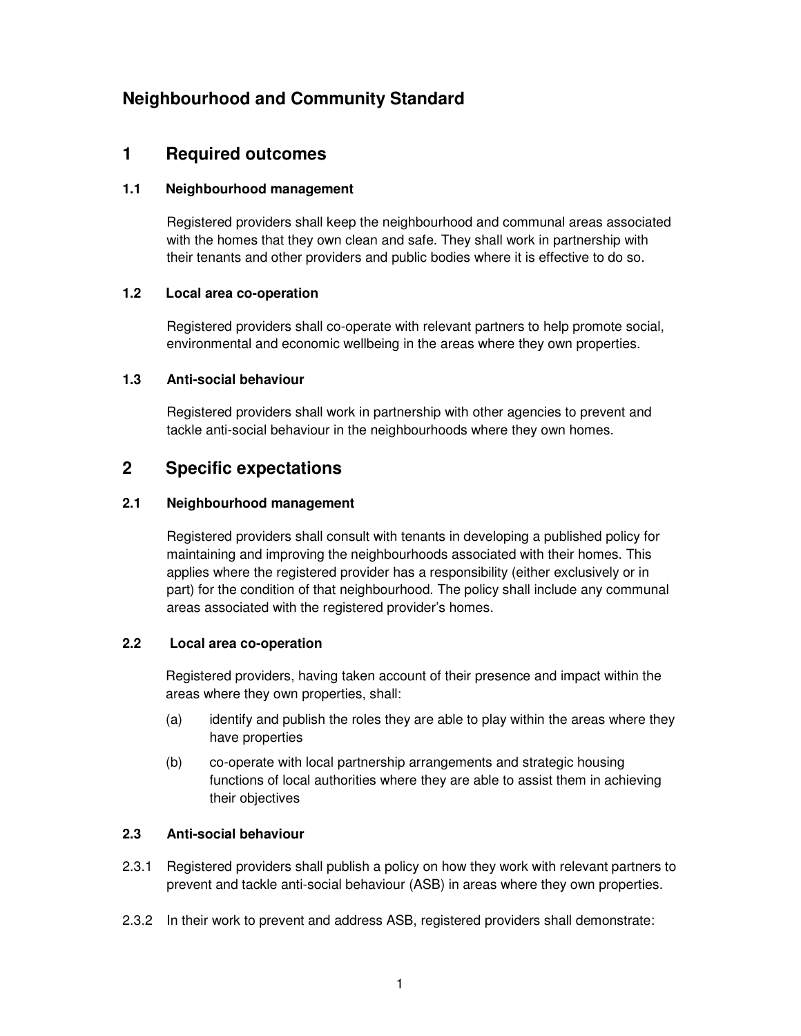# Neighbourhood and Community Standard

## 1 Required outcomes

### 1.1 Neighbourhood management

Registered providers shall keep the neighbourhood and communal areas associated with the homes that they own clean and safe. They shall work in partnership with their tenants and other providers and public bodies where it is effective to do so.

### 1.2 Local area co-operation

Registered providers shall co-operate with relevant partners to help promote social, environmental and economic wellbeing in the areas where they own properties.

### 1.3 Anti-social behaviour

Registered providers shall work in partnership with other agencies to prevent and tackle anti-social behaviour in the neighbourhoods where they own homes.

## 2 Specific expectations

### 2.1 Neighbourhood management

Registered providers shall consult with tenants in developing a published policy for maintaining and improving the neighbourhoods associated with their homes. This applies where the registered provider has a responsibility (either exclusively or in part) for the condition of that neighbourhood. The policy shall include any communal areas associated with the registered provider's homes.

### 2.2 Local area co-operation

Registered providers, having taken account of their presence and impact within the areas where they own properties, shall:

(a) identify and publish the roles they are able to play within the areas where they have properties

(b) co-operate with local partnership arrangements and strategic housing functions of local authorities where they are able to assist them in achieving their objectives

### 2.3 Anti-social behaviour

2.3.1 Registered providers shall publish a policy on how they work with relevant partners to prevent and tackle anti-social behaviour (ASB) in areas where they own properties.

2.3.2 In their work to prevent and address ASB, registered providers shall demonstrate: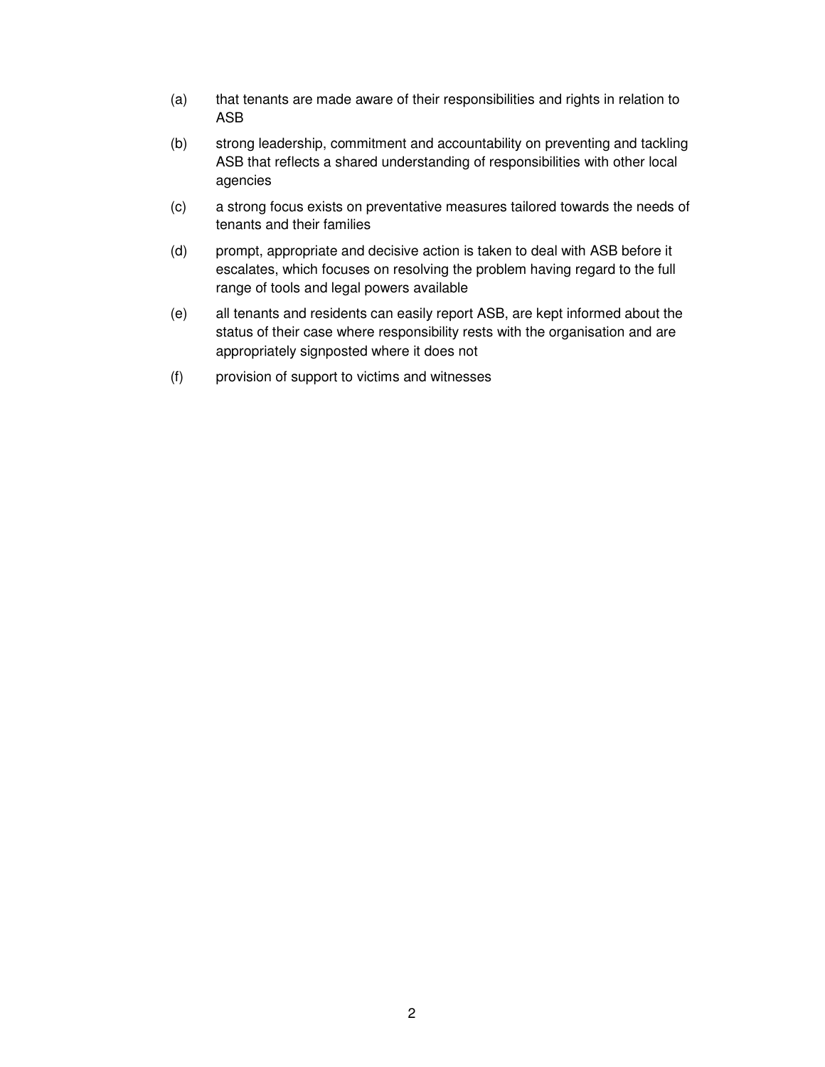(a) that tenants are made aware of their responsibilities and rights in relation to ASB

(b) strong leadership, commitment and accountability on preventing and tackling ASB that reflects a shared understanding of responsibilities with other local agencies

(c) a strong focus exists on preventative measures tailored towards the needs of tenants and their families

(d) prompt, appropriate and decisive action is taken to deal with ASB before it escalates, which focuses on resolving the problem having regard to the full range of tools and legal powers available

(e) all tenants and residents can easily report ASB, are kept informed about the status of their case where responsibility rests with the organisation and are appropriately signposted where it does not

(f) provision of support to victims and witnesses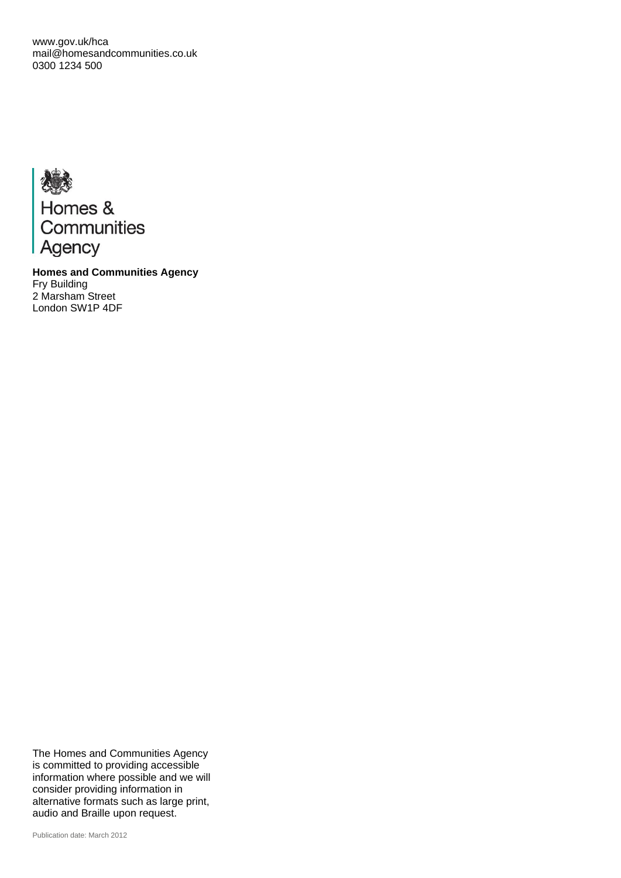www.gov.uk/hca
mail@homesandcommunities.co.uk
0300 1234 500

Homes & Communities Agency

**Homes and Communities Agency**
Fry Building
2 Marsham Street
London SW1P 4DF

The Homes and Communities Agency is committed to providing accessible information where possible and we will consider providing information in alternative formats such as large print, audio and Braille upon request.

Publication date: March 2012